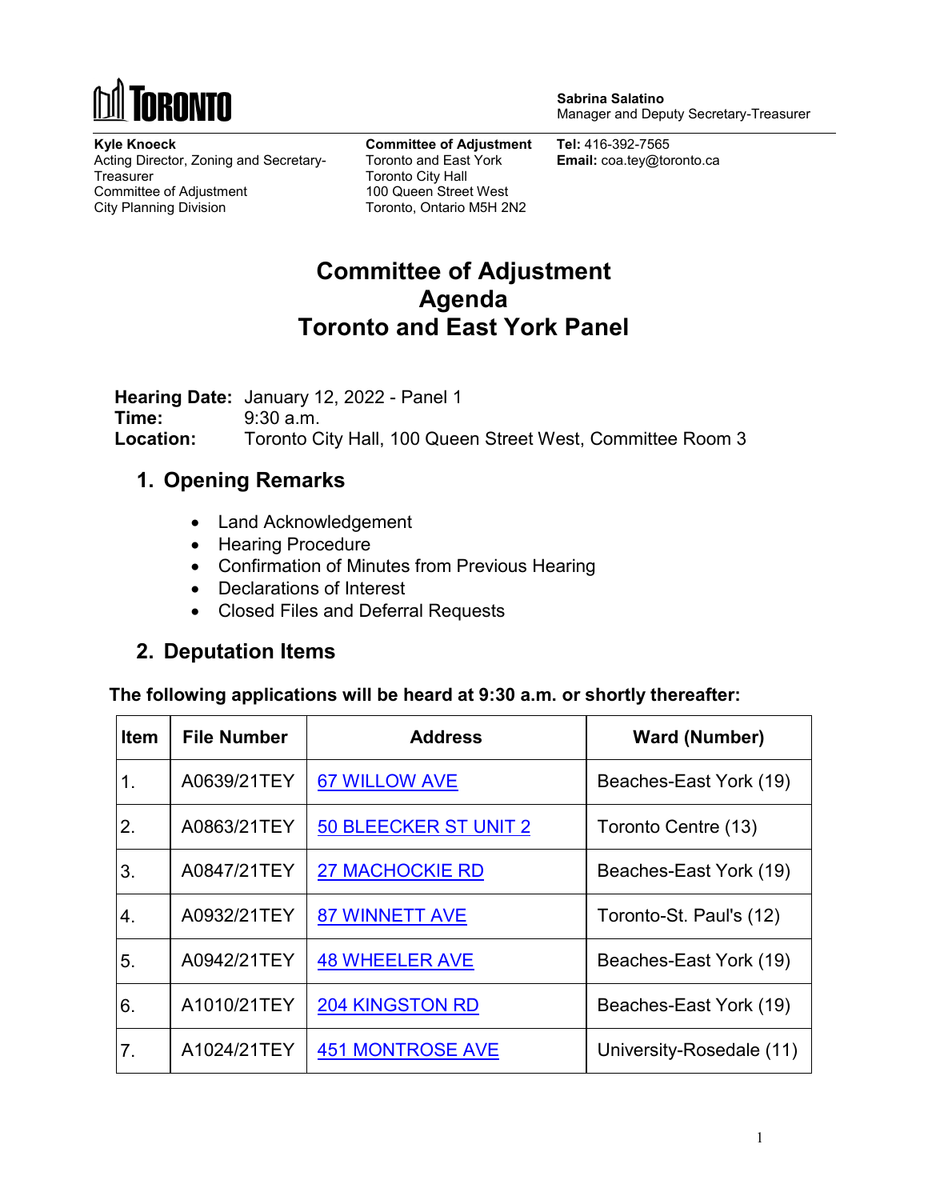TORONTO

**Sabrina Salatino**
Manager and Deputy Secretary-Treasurer

**Kyle Knoeck**
Acting Director, Zoning and Secretary-Treasurer
Committee of Adjustment
City Planning Division

**Committee of Adjustment**
Toronto and East York
Toronto City Hall
100 Queen Street West
Toronto, Ontario M5H 2N2

**Tel:** 416-392-7565
**Email:** coa.tey@toronto.ca

# Committee of Adjustment Agenda Toronto and East York Panel

**Hearing Date:** January 12, 2022 - Panel 1
**Time:** 9:30 a.m.
**Location:** Toronto City Hall, 100 Queen Street West, Committee Room 3

## 1. Opening Remarks

- Land Acknowledgement
- Hearing Procedure
- Confirmation of Minutes from Previous Hearing
- Declarations of Interest
- Closed Files and Deferral Requests

## 2. Deputation Items

**The following applications will be heard at 9:30 a.m. or shortly thereafter:**

| Item | File Number | Address | Ward (Number) |
|---|---|---|---|
| 1. | A0639/21TEY | 67 WILLOW AVE | Beaches-East York (19) |
| 2. | A0863/21TEY | 50 BLEECKER ST UNIT 2 | Toronto Centre (13) |
| 3. | A0847/21TEY | 27 MACHOCKIE RD | Beaches-East York (19) |
| 4. | A0932/21TEY | 87 WINNETT AVE | Toronto-St. Paul's (12) |
| 5. | A0942/21TEY | 48 WHEELER AVE | Beaches-East York (19) |
| 6. | A1010/21TEY | 204 KINGSTON RD | Beaches-East York (19) |
| 7. | A1024/21TEY | 451 MONTROSE AVE | University-Rosedale (11) |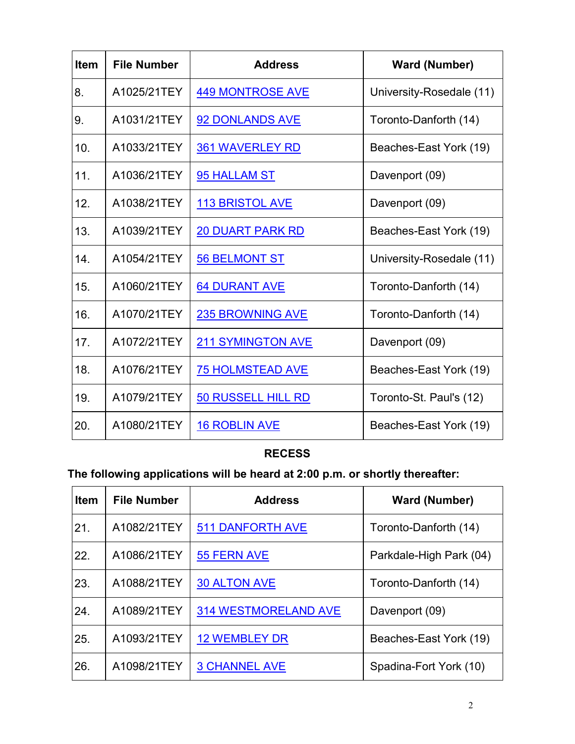| Item | File Number | Address | Ward (Number) |
|---|---|---|---|
| 8. | A1025/21TEY | 449 MONTROSE AVE | University-Rosedale (11) |
| 9. | A1031/21TEY | 92 DONLANDS AVE | Toronto-Danforth (14) |
| 10. | A1033/21TEY | 361 WAVERLEY RD | Beaches-East York (19) |
| 11. | A1036/21TEY | 95 HALLAM ST | Davenport (09) |
| 12. | A1038/21TEY | 113 BRISTOL AVE | Davenport (09) |
| 13. | A1039/21TEY | 20 DUART PARK RD | Beaches-East York (19) |
| 14. | A1054/21TEY | 56 BELMONT ST | University-Rosedale (11) |
| 15. | A1060/21TEY | 64 DURANT AVE | Toronto-Danforth (14) |
| 16. | A1070/21TEY | 235 BROWNING AVE | Toronto-Danforth (14) |
| 17. | A1072/21TEY | 211 SYMINGTON AVE | Davenport (09) |
| 18. | A1076/21TEY | 75 HOLMSTEAD AVE | Beaches-East York (19) |
| 19. | A1079/21TEY | 50 RUSSELL HILL RD | Toronto-St. Paul's (12) |
| 20. | A1080/21TEY | 16 ROBLIN AVE | Beaches-East York (19) |

**RECESS**

**The following applications will be heard at 2:00 p.m. or shortly thereafter:**

| Item | File Number | Address | Ward (Number) |
|---|---|---|---|
| 21. | A1082/21TEY | 511 DANFORTH AVE | Toronto-Danforth (14) |
| 22. | A1086/21TEY | 55 FERN AVE | Parkdale-High Park (04) |
| 23. | A1088/21TEY | 30 ALTON AVE | Toronto-Danforth (14) |
| 24. | A1089/21TEY | 314 WESTMORELAND AVE | Davenport (09) |
| 25. | A1093/21TEY | 12 WEMBLEY DR | Beaches-East York (19) |
| 26. | A1098/21TEY | 3 CHANNEL AVE | Spadina-Fort York (10) |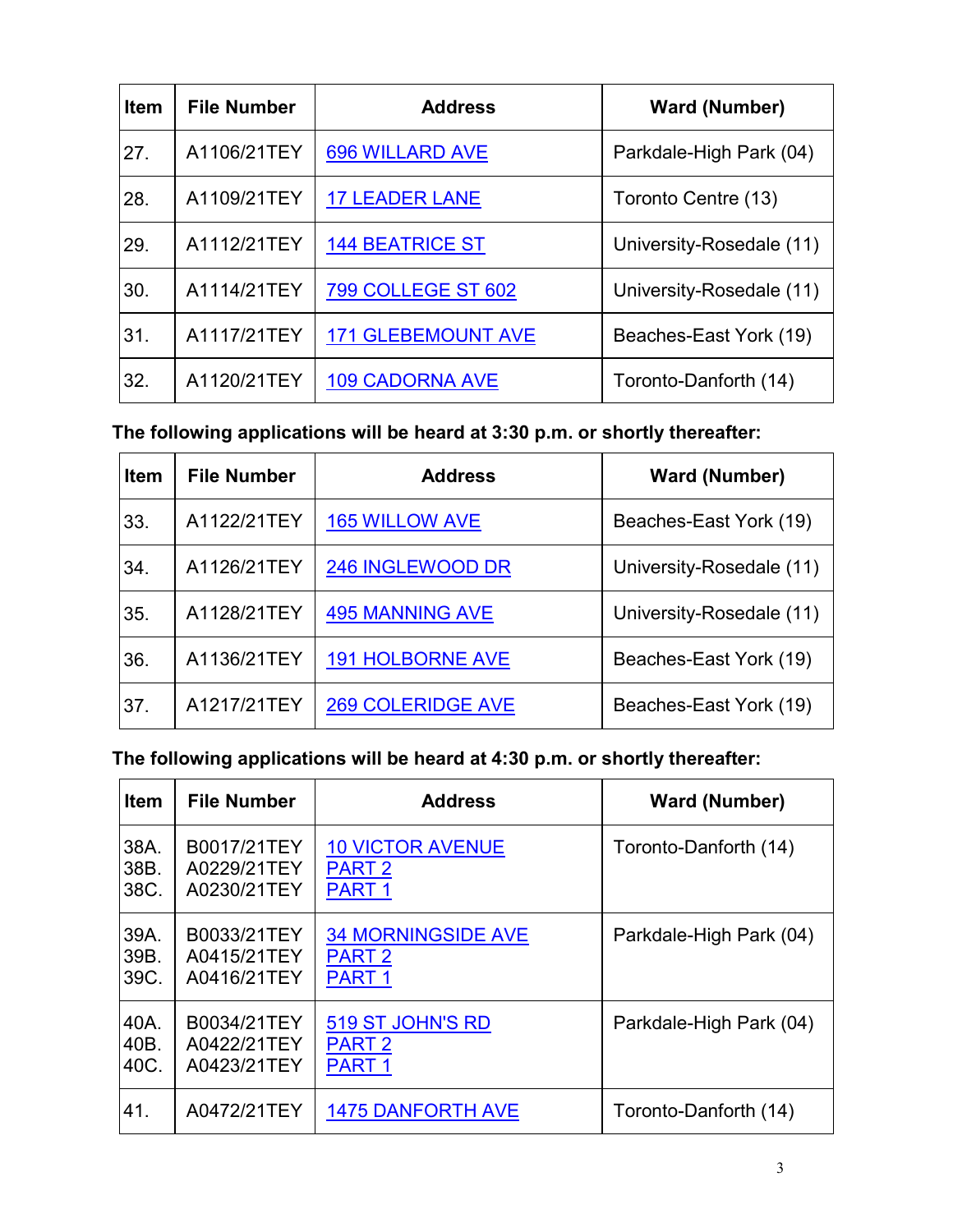| Item | File Number | Address | Ward (Number) |
|---|---|---|---|
| 27. | A1106/21TEY | 696 WILLARD AVE | Parkdale-High Park (04) |
| 28. | A1109/21TEY | 17 LEADER LANE | Toronto Centre (13) |
| 29. | A1112/21TEY | 144 BEATRICE ST | University-Rosedale (11) |
| 30. | A1114/21TEY | 799 COLLEGE ST 602 | University-Rosedale (11) |
| 31. | A1117/21TEY | 171 GLEBEMOUNT AVE | Beaches-East York (19) |
| 32. | A1120/21TEY | 109 CADORNA AVE | Toronto-Danforth (14) |

**The following applications will be heard at 3:30 p.m. or shortly thereafter:**

| Item | File Number | Address | Ward (Number) |
|---|---|---|---|
| 33. | A1122/21TEY | 165 WILLOW AVE | Beaches-East York (19) |
| 34. | A1126/21TEY | 246 INGLEWOOD DR | University-Rosedale (11) |
| 35. | A1128/21TEY | 495 MANNING AVE | University-Rosedale (11) |
| 36. | A1136/21TEY | 191 HOLBORNE AVE | Beaches-East York (19) |
| 37. | A1217/21TEY | 269 COLERIDGE AVE | Beaches-East York (19) |

**The following applications will be heard at 4:30 p.m. or shortly thereafter:**

| Item | File Number | Address | Ward (Number) |
|---|---|---|---|
| 38A.<br>38B.<br>38C. | B0017/21TEY<br>A0229/21TEY<br>A0230/21TEY | 10 VICTOR AVENUE<br>PART 2<br>PART 1 | Toronto-Danforth (14) |
| 39A.<br>39B.<br>39C. | B0033/21TEY<br>A0415/21TEY<br>A0416/21TEY | 34 MORNINGSIDE AVE<br>PART 2<br>PART 1 | Parkdale-High Park (04) |
| 40A.<br>40B.<br>40C. | B0034/21TEY<br>A0422/21TEY<br>A0423/21TEY | 519 ST JOHN'S RD<br>PART 2<br>PART 1 | Parkdale-High Park (04) |
| 41. | A0472/21TEY | 1475 DANFORTH AVE | Toronto-Danforth (14) |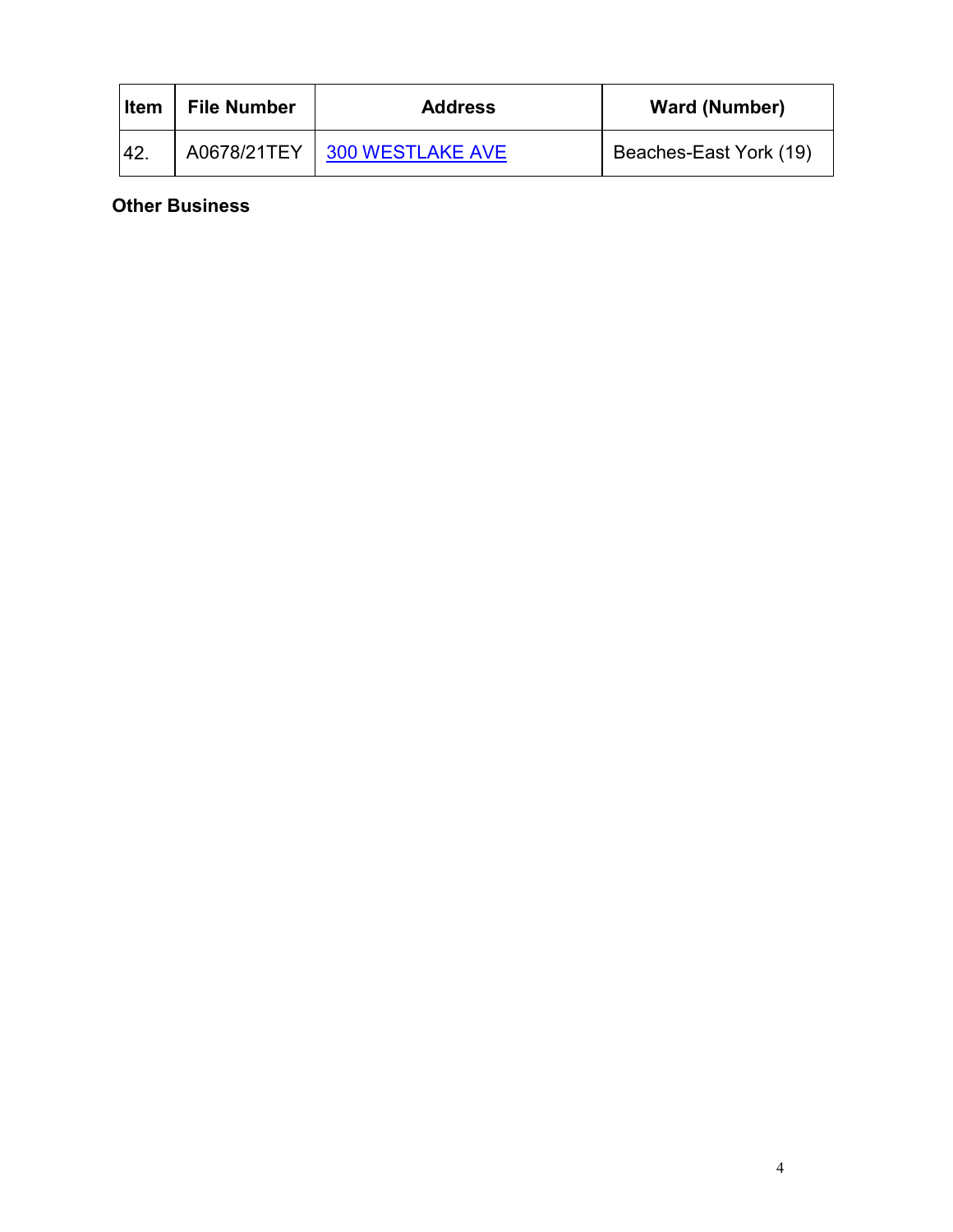| Item | File Number | Address | Ward (Number) |
| --- | --- | --- | --- |
| 42. | A0678/21TEY | 300 WESTLAKE AVE | Beaches-East York (19) |

**Other Business**